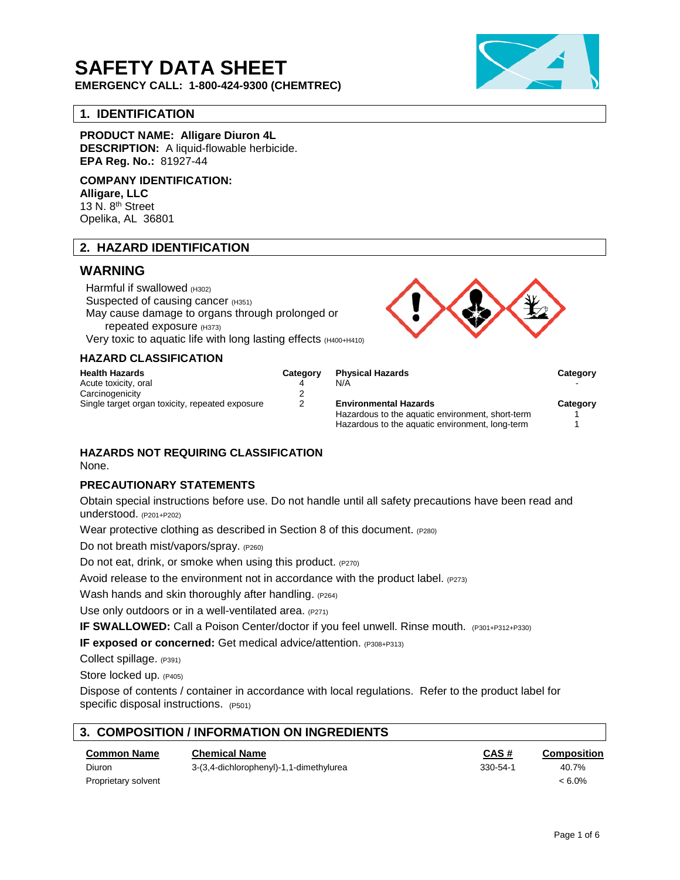# SAFETY DATA SHEET

**EMERGENCY CALL: 1-800-424-9300 (CHEMTREC)**

## 1. IDENTIFICATION

**PRODUCT NAME: Alligare Diuron 4L**
**DESCRIPTION:** A liquid-flowable herbicide.
**EPA Reg. No.:** 81927-44

**COMPANY IDENTIFICATION:**
**Alligare, LLC**
13 N. 8th Street
Opelika, AL 36801

## 2. HAZARD IDENTIFICATION

### WARNING

Harmful if swallowed (H302)
Suspected of causing cancer (H351)
May cause damage to organs through prolonged or repeated exposure (H373)
Very toxic to aquatic life with long lasting effects (H400+H410)

### HAZARD CLASSIFICATION

| Health Hazards | Category |
|---|---|
| Acute toxicity, oral | 4 |
| Carcinogenicity | 2 |
| Single target organ toxicity, repeated exposure | 2 |

| Physical Hazards | Category |
|---|---|
| N/A | - |

| Environmental Hazards | Category |
|---|---|
| Hazardous to the aquatic environment, short-term | 1 |
| Hazardous to the aquatic environment, long-term | 1 |

### HAZARDS NOT REQUIRING CLASSIFICATION

None.

### PRECAUTIONARY STATEMENTS

Obtain special instructions before use. Do not handle until all safety precautions have been read and understood. (P201+P202)

Wear protective clothing as described in Section 8 of this document. (P280)

Do not breath mist/vapors/spray. (P260)

Do not eat, drink, or smoke when using this product. (P270)

Avoid release to the environment not in accordance with the product label. (P273)

Wash hands and skin thoroughly after handling. (P264)

Use only outdoors or in a well-ventilated area. (P271)

**IF SWALLOWED:** Call a Poison Center/doctor if you feel unwell. Rinse mouth. (P301+P312+P330)

**IF exposed or concerned:** Get medical advice/attention. (P308+P313)

Collect spillage. (P391)

Store locked up. (P405)

Dispose of contents / container in accordance with local regulations. Refer to the product label for specific disposal instructions. (P501)

## 3. COMPOSITION / INFORMATION ON INGREDIENTS

| Common Name | Chemical Name | CAS # | Composition |
|---|---|---|---|
| Diuron | 3-(3,4-dichlorophenyl)-1,1-dimethylurea | 330-54-1 | 40.7% |
| Proprietary solvent | | | < 6.0% |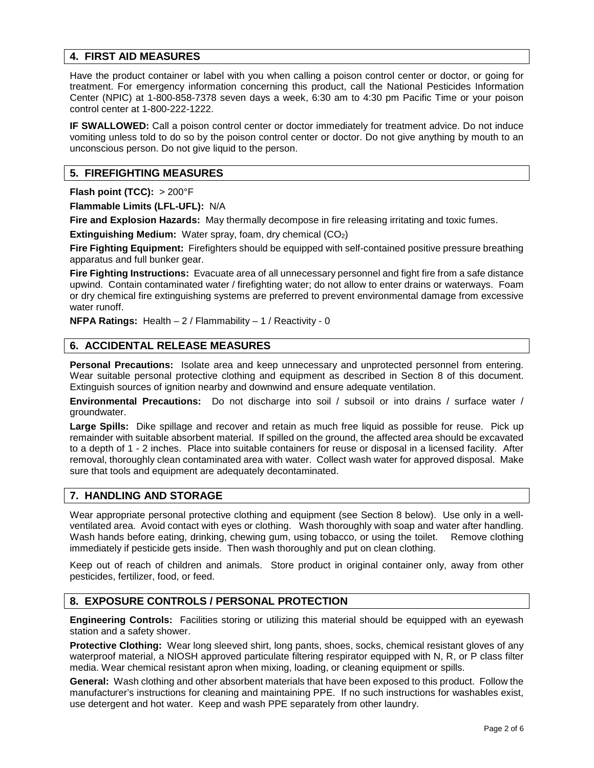## 4. FIRST AID MEASURES

Have the product container or label with you when calling a poison control center or doctor, or going for treatment. For emergency information concerning this product, call the National Pesticides Information Center (NPIC) at 1-800-858-7378 seven days a week, 6:30 am to 4:30 pm Pacific Time or your poison control center at 1-800-222-1222.

**IF SWALLOWED:** Call a poison control center or doctor immediately for treatment advice. Do not induce vomiting unless told to do so by the poison control center or doctor. Do not give anything by mouth to an unconscious person. Do not give liquid to the person.

## 5. FIREFIGHTING MEASURES

**Flash point (TCC):** > 200°F

**Flammable Limits (LFL-UFL):** N/A

**Fire and Explosion Hazards:** May thermally decompose in fire releasing irritating and toxic fumes.

**Extinguishing Medium:** Water spray, foam, dry chemical ($CO_2$)

**Fire Fighting Equipment:** Firefighters should be equipped with self-contained positive pressure breathing apparatus and full bunker gear.

**Fire Fighting Instructions:** Evacuate area of all unnecessary personnel and fight fire from a safe distance upwind. Contain contaminated water / firefighting water; do not allow to enter drains or waterways. Foam or dry chemical fire extinguishing systems are preferred to prevent environmental damage from excessive water runoff.

**NFPA Ratings:** Health – 2 / Flammability – 1 / Reactivity - 0

## 6. ACCIDENTAL RELEASE MEASURES

**Personal Precautions:** Isolate area and keep unnecessary and unprotected personnel from entering. Wear suitable personal protective clothing and equipment as described in Section 8 of this document. Extinguish sources of ignition nearby and downwind and ensure adequate ventilation.

**Environmental Precautions:** Do not discharge into soil / subsoil or into drains / surface water / groundwater.

**Large Spills:** Dike spillage and recover and retain as much free liquid as possible for reuse. Pick up remainder with suitable absorbent material. If spilled on the ground, the affected area should be excavated to a depth of 1 - 2 inches. Place into suitable containers for reuse or disposal in a licensed facility. After removal, thoroughly clean contaminated area with water. Collect wash water for approved disposal. Make sure that tools and equipment are adequately decontaminated.

## 7. HANDLING AND STORAGE

Wear appropriate personal protective clothing and equipment (see Section 8 below). Use only in a well-ventilated area. Avoid contact with eyes or clothing. Wash thoroughly with soap and water after handling. Wash hands before eating, drinking, chewing gum, using tobacco, or using the toilet. Remove clothing immediately if pesticide gets inside. Then wash thoroughly and put on clean clothing.

Keep out of reach of children and animals. Store product in original container only, away from other pesticides, fertilizer, food, or feed.

## 8. EXPOSURE CONTROLS / PERSONAL PROTECTION

**Engineering Controls:** Facilities storing or utilizing this material should be equipped with an eyewash station and a safety shower.

**Protective Clothing:** Wear long sleeved shirt, long pants, shoes, socks, chemical resistant gloves of any waterproof material, a NIOSH approved particulate filtering respirator equipped with N, R, or P class filter media. Wear chemical resistant apron when mixing, loading, or cleaning equipment or spills.

**General:** Wash clothing and other absorbent materials that have been exposed to this product. Follow the manufacturer's instructions for cleaning and maintaining PPE. If no such instructions for washables exist, use detergent and hot water. Keep and wash PPE separately from other laundry.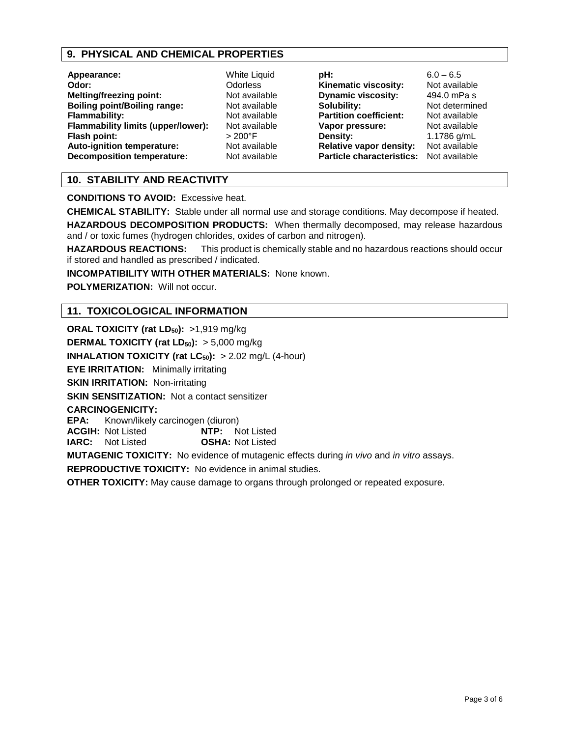## 9. PHYSICAL AND CHEMICAL PROPERTIES

| Property | Value | Property | Value |
|---|---|---|---|
| **Appearance:** | White Liquid | **pH:** | 6.0 – 6.5 |
| **Odor:** | Odorless | **Kinematic viscosity:** | Not available |
| **Melting/freezing point:** | Not available | **Dynamic viscosity:** | 494.0 mPa s |
| **Boiling point/Boiling range:** | Not available | **Solubility:** | Not determined |
| **Flammability:** | Not available | **Partition coefficient:** | Not available |
| **Flammability limits (upper/lower):** | Not available | **Vapor pressure:** | Not available |
| **Flash point:** | > 200°F | **Density:** | 1.1786 g/mL |
| **Auto-ignition temperature:** | Not available | **Relative vapor density:** | Not available |
| **Decomposition temperature:** | Not available | **Particle characteristics:** | Not available |

## 10. STABILITY AND REACTIVITY

**CONDITIONS TO AVOID:** Excessive heat.

**CHEMICAL STABILITY:** Stable under all normal use and storage conditions. May decompose if heated.

**HAZARDOUS DECOMPOSITION PRODUCTS:** When thermally decomposed, may release hazardous and / or toxic fumes (hydrogen chlorides, oxides of carbon and nitrogen).

**HAZARDOUS REACTIONS:** This product is chemically stable and no hazardous reactions should occur if stored and handled as prescribed / indicated.

**INCOMPATIBILITY WITH OTHER MATERIALS:** None known.

**POLYMERIZATION:** Will not occur.

## 11. TOXICOLOGICAL INFORMATION

**ORAL TOXICITY (rat $LD_{50}$):** >1,919 mg/kg

**DERMAL TOXICITY (rat $LD_{50}$):** > 5,000 mg/kg

**INHALATION TOXICITY (rat $LC_{50}$):** > 2.02 mg/L (4-hour)

**EYE IRRITATION:** Minimally irritating

**SKIN IRRITATION:** Non-irritating

**SKIN SENSITIZATION:** Not a contact sensitizer

**CARCINOGENICITY:**

**EPA:** Known/likely carcinogen (diuron)

| | | | |
|---|---|---|---|
| **ACGIH:** | Not Listed | **NTP:** | Not Listed |
| **IARC:** | Not Listed | **OSHA:** | Not Listed |

**MUTAGENIC TOXICITY:** No evidence of mutagenic effects during *in vivo* and *in vitro* assays.

**REPRODUCTIVE TOXICITY:** No evidence in animal studies.

**OTHER TOXICITY:** May cause damage to organs through prolonged or repeated exposure.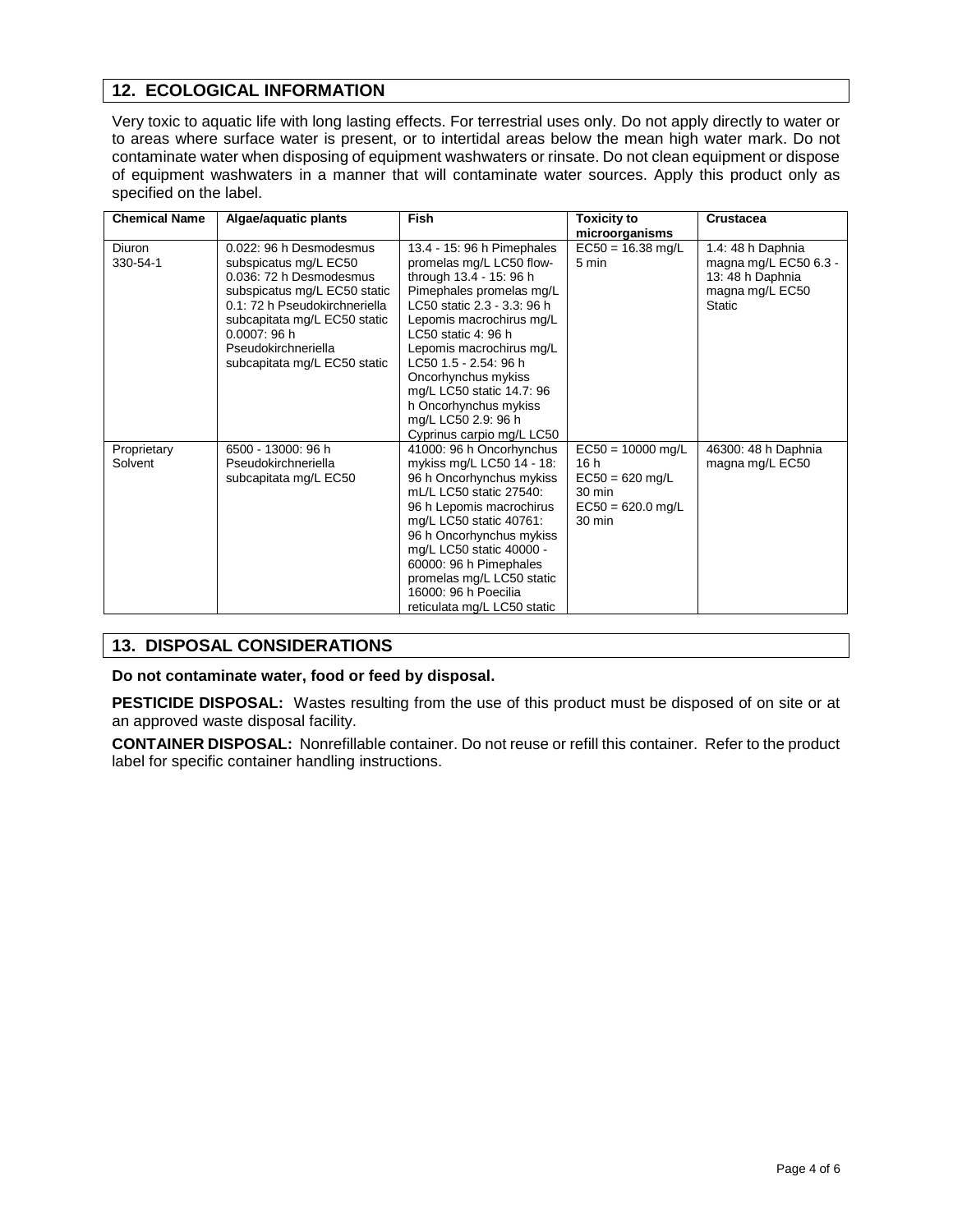## 12. ECOLOGICAL INFORMATION

Very toxic to aquatic life with long lasting effects. For terrestrial uses only. Do not apply directly to water or to areas where surface water is present, or to intertidal areas below the mean high water mark. Do not contaminate water when disposing of equipment washwaters or rinsate. Do not clean equipment or dispose of equipment washwaters in a manner that will contaminate water sources. Apply this product only as specified on the label.

| Chemical Name | Algae/aquatic plants | Fish | Toxicity to microorganisms | Crustacea |
|---|---|---|---|---|
| Diuron 330-54-1 | 0.022: 96 h Desmodesmus subspicatus mg/L EC50 0.036: 72 h Desmodesmus subspicatus mg/L EC50 static 0.1: 72 h Pseudokirchneriella subcapitata mg/L EC50 static 0.0007: 96 h Pseudokirchneriella subcapitata mg/L EC50 static | 13.4 - 15: 96 h Pimephales promelas mg/L LC50 flow-through 13.4 - 15: 96 h Pimephales promelas mg/L LC50 static 2.3 - 3.3: 96 h Lepomis macrochirus mg/L LC50 static 4: 96 h Lepomis macrochirus mg/L LC50 1.5 - 2.54: 96 h Oncorhynchus mykiss mg/L LC50 static 14.7: 96 h Oncorhynchus mykiss mg/L LC50 2.9: 96 h Cyprinus carpio mg/L LC50 | EC50 = 16.38 mg/L 5 min | 1.4: 48 h Daphnia magna mg/L EC50 6.3 - 13: 48 h Daphnia magna mg/L EC50 Static |
| Proprietary Solvent | 6500 - 13000: 96 h Pseudokirchneriella subcapitata mg/L EC50 | 41000: 96 h Oncorhynchus mykiss mg/L LC50 14 - 18: 96 h Oncorhynchus mykiss mL/L LC50 static 27540: 96 h Lepomis macrochirus mg/L LC50 static 40761: 96 h Oncorhynchus mykiss mg/L LC50 static 40000 - 60000: 96 h Pimephales promelas mg/L LC50 static 16000: 96 h Poecilia reticulata mg/L LC50 static | EC50 = 10000 mg/L 16 h EC50 = 620 mg/L 30 min EC50 = 620.0 mg/L 30 min | 46300: 48 h Daphnia magna mg/L EC50 |

## 13. DISPOSAL CONSIDERATIONS

**Do not contaminate water, food or feed by disposal.**

**PESTICIDE DISPOSAL:** Wastes resulting from the use of this product must be disposed of on site or at an approved waste disposal facility.

**CONTAINER DISPOSAL:** Nonrefillable container. Do not reuse or refill this container. Refer to the product label for specific container handling instructions.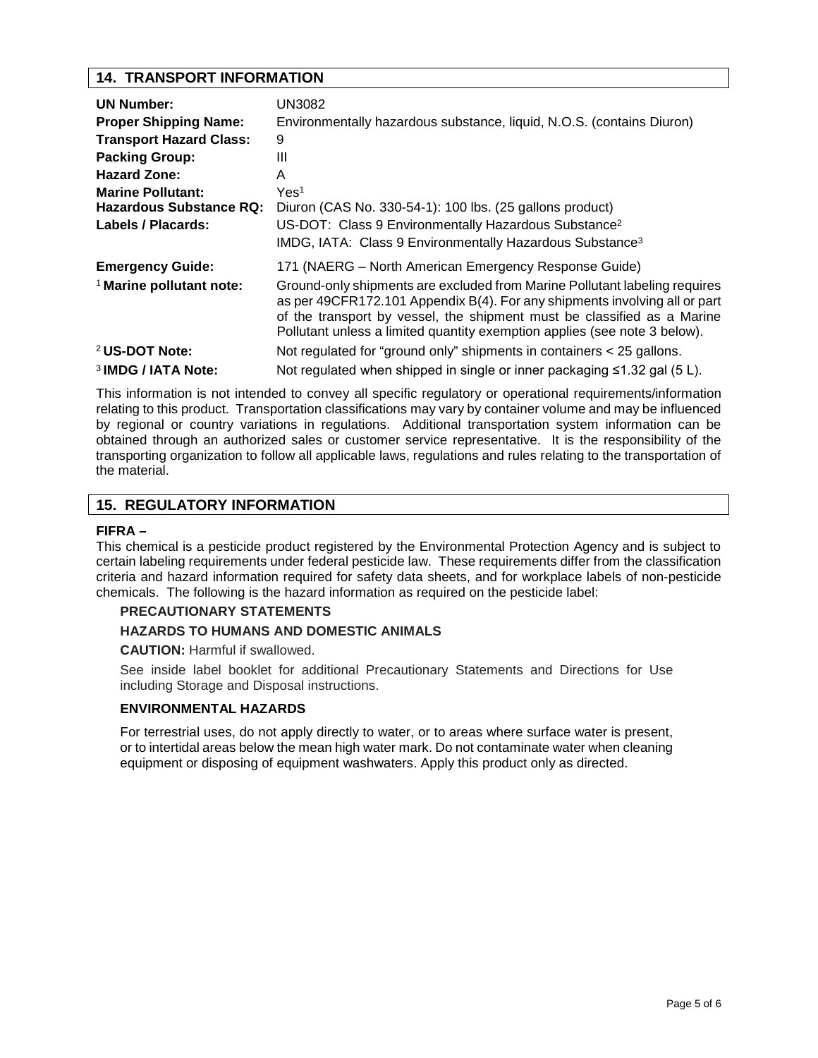## 14. TRANSPORT INFORMATION

| | |
|---|---|
| **UN Number:** | UN3082 |
| **Proper Shipping Name:** | Environmentally hazardous substance, liquid, N.O.S. (contains Diuron) |
| **Transport Hazard Class:** | 9 |
| **Packing Group:** | III |
| **Hazard Zone:** | A |
| **Marine Pollutant:** | Yes[1] |
| **Hazardous Substance RQ:** | Diuron (CAS No. 330-54-1): 100 lbs. (25 gallons product) |
| **Labels / Placards:** | US-DOT: Class 9 Environmentally Hazardous Substance[2]<br>IMDG, IATA: Class 9 Environmentally Hazardous Substance[3] |
| **Emergency Guide:** | 171 (NAERG – North American Emergency Response Guide) |
| [1] **Marine pollutant note:** | Ground-only shipments are excluded from Marine Pollutant labeling requires as per 49CFR172.101 Appendix B(4). For any shipments involving all or part of the transport by vessel, the shipment must be classified as a Marine Pollutant unless a limited quantity exemption applies (see note 3 below). |
| [2] **US-DOT Note:** | Not regulated for "ground only" shipments in containers < 25 gallons. |
| [3] **IMDG / IATA Note:** | Not regulated when shipped in single or inner packaging ≤1.32 gal (5 L). |

This information is not intended to convey all specific regulatory or operational requirements/information relating to this product. Transportation classifications may vary by container volume and may be influenced by regional or country variations in regulations. Additional transportation system information can be obtained through an authorized sales or customer service representative. It is the responsibility of the transporting organization to follow all applicable laws, regulations and rules relating to the transportation of the material.

## 15. REGULATORY INFORMATION

**FIFRA –**

This chemical is a pesticide product registered by the Environmental Protection Agency and is subject to certain labeling requirements under federal pesticide law. These requirements differ from the classification criteria and hazard information required for safety data sheets, and for workplace labels of non-pesticide chemicals. The following is the hazard information as required on the pesticide label:

**PRECAUTIONARY STATEMENTS**

**HAZARDS TO HUMANS AND DOMESTIC ANIMALS**

**CAUTION:** Harmful if swallowed.

See inside label booklet for additional Precautionary Statements and Directions for Use including Storage and Disposal instructions.

**ENVIRONMENTAL HAZARDS**

For terrestrial uses, do not apply directly to water, or to areas where surface water is present, or to intertidal areas below the mean high water mark. Do not contaminate water when cleaning equipment or disposing of equipment washwaters. Apply this product only as directed.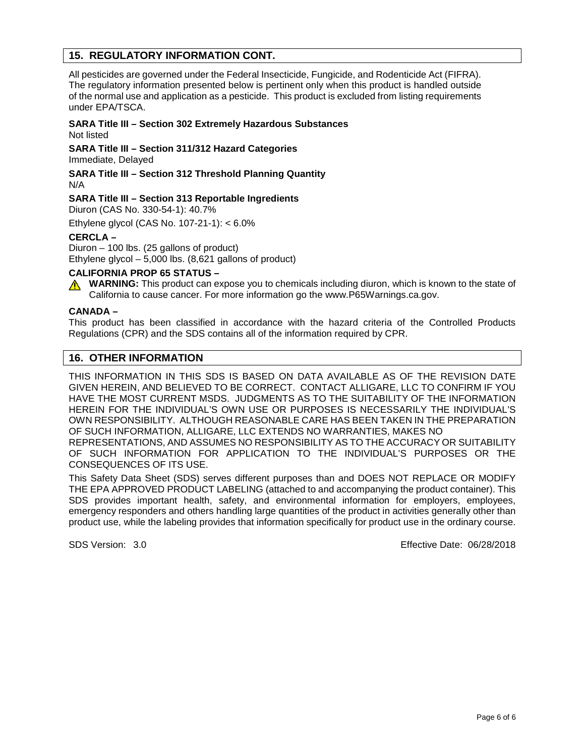## 15. REGULATORY INFORMATION CONT.

All pesticides are governed under the Federal Insecticide, Fungicide, and Rodenticide Act (FIFRA). The regulatory information presented below is pertinent only when this product is handled outside of the normal use and application as a pesticide. This product is excluded from listing requirements under EPA/TSCA.

**SARA Title III – Section 302 Extremely Hazardous Substances**
Not listed

**SARA Title III – Section 311/312 Hazard Categories**
Immediate, Delayed

**SARA Title III – Section 312 Threshold Planning Quantity**
N/A

**SARA Title III – Section 313 Reportable Ingredients**
Diuron (CAS No. 330-54-1): 40.7%

Ethylene glycol (CAS No. 107-21-1): < 6.0%

**CERCLA –**
Diuron – 100 lbs. (25 gallons of product)
Ethylene glycol – 5,000 lbs. (8,621 gallons of product)

**CALIFORNIA PROP 65 STATUS –**

⚠ **WARNING:** This product can expose you to chemicals including diuron, which is known to the state of California to cause cancer. For more information go the www.P65Warnings.ca.gov.

**CANADA –**
This product has been classified in accordance with the hazard criteria of the Controlled Products Regulations (CPR) and the SDS contains all of the information required by CPR.

## 16. OTHER INFORMATION

THIS INFORMATION IN THIS SDS IS BASED ON DATA AVAILABLE AS OF THE REVISION DATE GIVEN HEREIN, AND BELIEVED TO BE CORRECT. CONTACT ALLIGARE, LLC TO CONFIRM IF YOU HAVE THE MOST CURRENT MSDS. JUDGMENTS AS TO THE SUITABILITY OF THE INFORMATION HEREIN FOR THE INDIVIDUAL'S OWN USE OR PURPOSES IS NECESSARILY THE INDIVIDUAL'S OWN RESPONSIBILITY. ALTHOUGH REASONABLE CARE HAS BEEN TAKEN IN THE PREPARATION OF SUCH INFORMATION, ALLIGARE, LLC EXTENDS NO WARRANTIES, MAKES NO REPRESENTATIONS, AND ASSUMES NO RESPONSIBILITY AS TO THE ACCURACY OR SUITABILITY OF SUCH INFORMATION FOR APPLICATION TO THE INDIVIDUAL'S PURPOSES OR THE CONSEQUENCES OF ITS USE.

This Safety Data Sheet (SDS) serves different purposes than and DOES NOT REPLACE OR MODIFY THE EPA APPROVED PRODUCT LABELING (attached to and accompanying the product container). This SDS provides important health, safety, and environmental information for employers, employees, emergency responders and others handling large quantities of the product in activities generally other than product use, while the labeling provides that information specifically for product use in the ordinary course.

SDS Version: 3.0 Effective Date: 06/28/2018